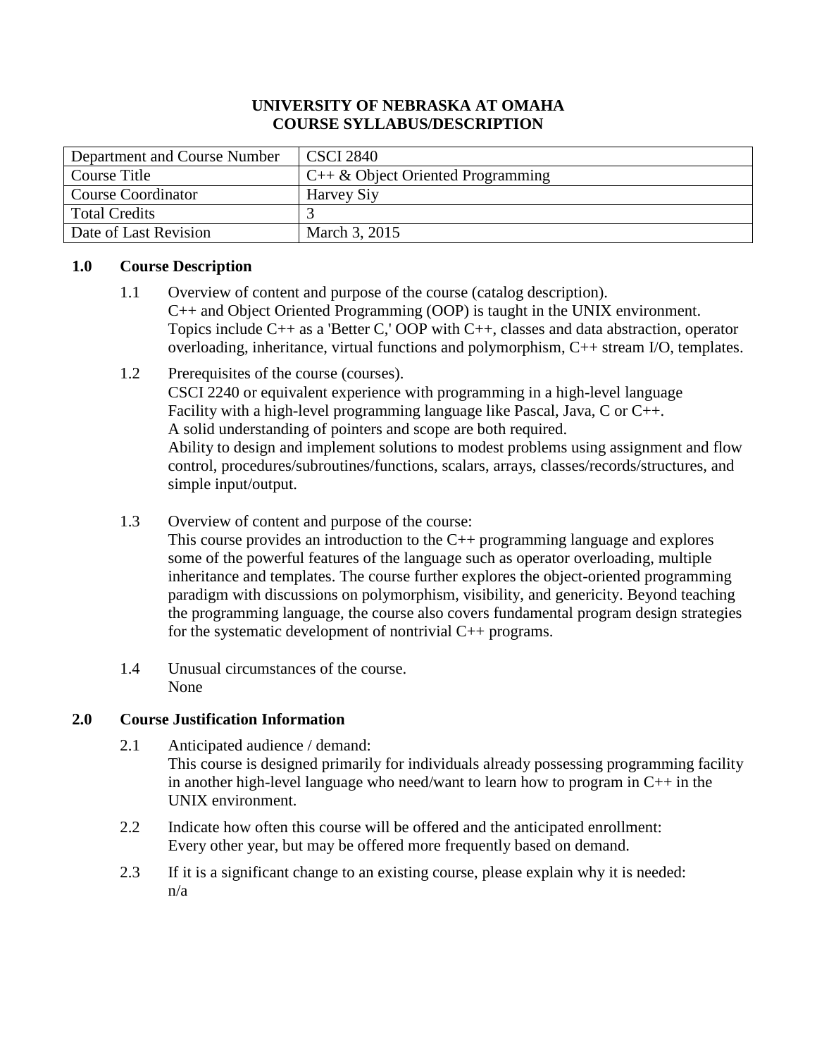**UNIVERSITY OF NEBRASKA AT OMAHA**
**COURSE SYLLABUS/DESCRIPTION**

| Department and Course Number | CSCI 2840 |
|---|---|
| Course Title | C++ & Object Oriented Programming |
| Course Coordinator | Harvey Siy |
| Total Credits | 3 |
| Date of Last Revision | March 3, 2015 |

## 1.0 Course Description

1.1 Overview of content and purpose of the course (catalog description).
C++ and Object Oriented Programming (OOP) is taught in the UNIX environment. Topics include C++ as a 'Better C,' OOP with C++, classes and data abstraction, operator overloading, inheritance, virtual functions and polymorphism, C++ stream I/O, templates.

1.2 Prerequisites of the course (courses).
CSCI 2240 or equivalent experience with programming in a high-level language
Facility with a high-level programming language like Pascal, Java, C or C++.
A solid understanding of pointers and scope are both required.
Ability to design and implement solutions to modest problems using assignment and flow control, procedures/subroutines/functions, scalars, arrays, classes/records/structures, and simple input/output.

1.3 Overview of content and purpose of the course:
This course provides an introduction to the C++ programming language and explores some of the powerful features of the language such as operator overloading, multiple inheritance and templates. The course further explores the object-oriented programming paradigm with discussions on polymorphism, visibility, and genericity. Beyond teaching the programming language, the course also covers fundamental program design strategies for the systematic development of nontrivial C++ programs.

1.4 Unusual circumstances of the course.
None

## 2.0 Course Justification Information

2.1 Anticipated audience / demand:
This course is designed primarily for individuals already possessing programming facility in another high-level language who need/want to learn how to program in C++ in the UNIX environment.

2.2 Indicate how often this course will be offered and the anticipated enrollment:
Every other year, but may be offered more frequently based on demand.

2.3 If it is a significant change to an existing course, please explain why it is needed:
n/a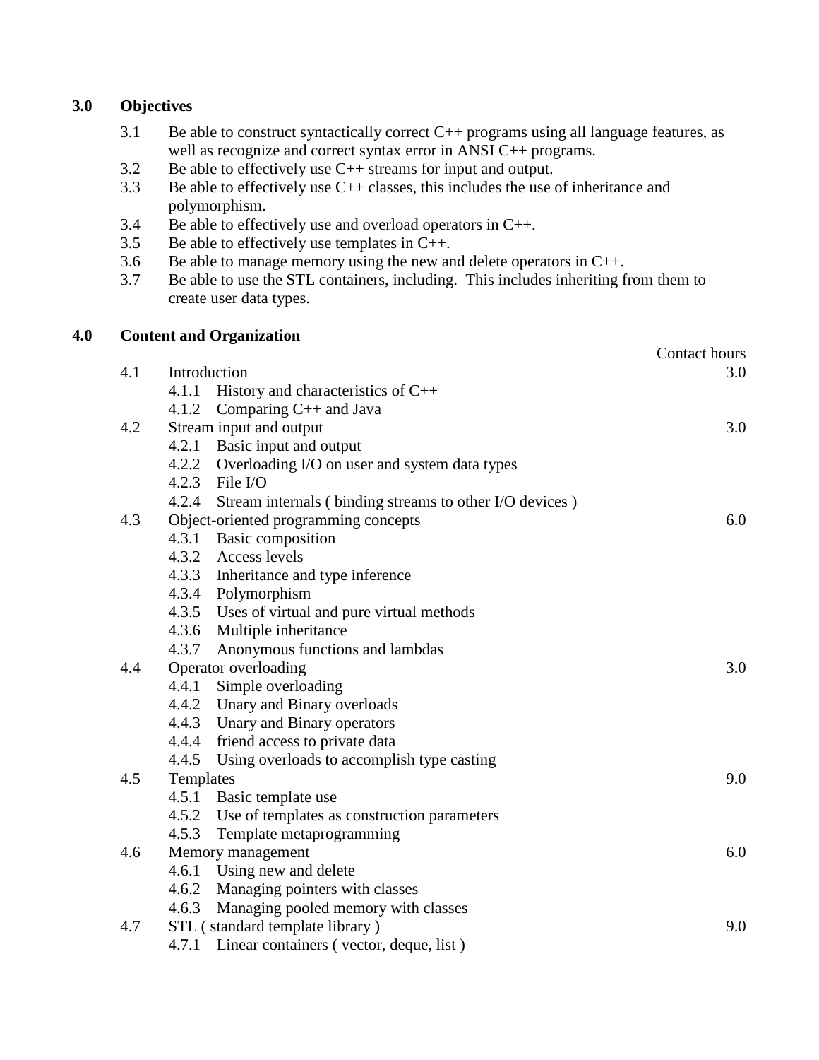## 3.0 Objectives

3.1 Be able to construct syntactically correct C++ programs using all language features, as well as recognize and correct syntax error in ANSI C++ programs.
3.2 Be able to effectively use C++ streams for input and output.
3.3 Be able to effectively use C++ classes, this includes the use of inheritance and polymorphism.
3.4 Be able to effectively use and overload operators in C++.
3.5 Be able to effectively use templates in C++.
3.6 Be able to manage memory using the new and delete operators in C++.
3.7 Be able to use the STL containers, including. This includes inheriting from them to create user data types.

## 4.0 Content and Organization

| | | Contact hours |
|---|---|---|
| 4.1 | Introduction | 3.0 |
| | 4.1.1 History and characteristics of C++ | |
| | 4.1.2 Comparing C++ and Java | |
| 4.2 | Stream input and output | 3.0 |
| | 4.2.1 Basic input and output | |
| | 4.2.2 Overloading I/O on user and system data types | |
| | 4.2.3 File I/O | |
| | 4.2.4 Stream internals ( binding streams to other I/O devices ) | |
| 4.3 | Object-oriented programming concepts | 6.0 |
| | 4.3.1 Basic composition | |
| | 4.3.2 Access levels | |
| | 4.3.3 Inheritance and type inference | |
| | 4.3.4 Polymorphism | |
| | 4.3.5 Uses of virtual and pure virtual methods | |
| | 4.3.6 Multiple inheritance | |
| | 4.3.7 Anonymous functions and lambdas | |
| 4.4 | Operator overloading | 3.0 |
| | 4.4.1 Simple overloading | |
| | 4.4.2 Unary and Binary overloads | |
| | 4.4.3 Unary and Binary operators | |
| | 4.4.4 friend access to private data | |
| | 4.4.5 Using overloads to accomplish type casting | |
| 4.5 | Templates | 9.0 |
| | 4.5.1 Basic template use | |
| | 4.5.2 Use of templates as construction parameters | |
| | 4.5.3 Template metaprogramming | |
| 4.6 | Memory management | 6.0 |
| | 4.6.1 Using new and delete | |
| | 4.6.2 Managing pointers with classes | |
| | 4.6.3 Managing pooled memory with classes | |
| 4.7 | STL ( standard template library ) | 9.0 |
| | 4.7.1 Linear containers ( vector, deque, list ) | |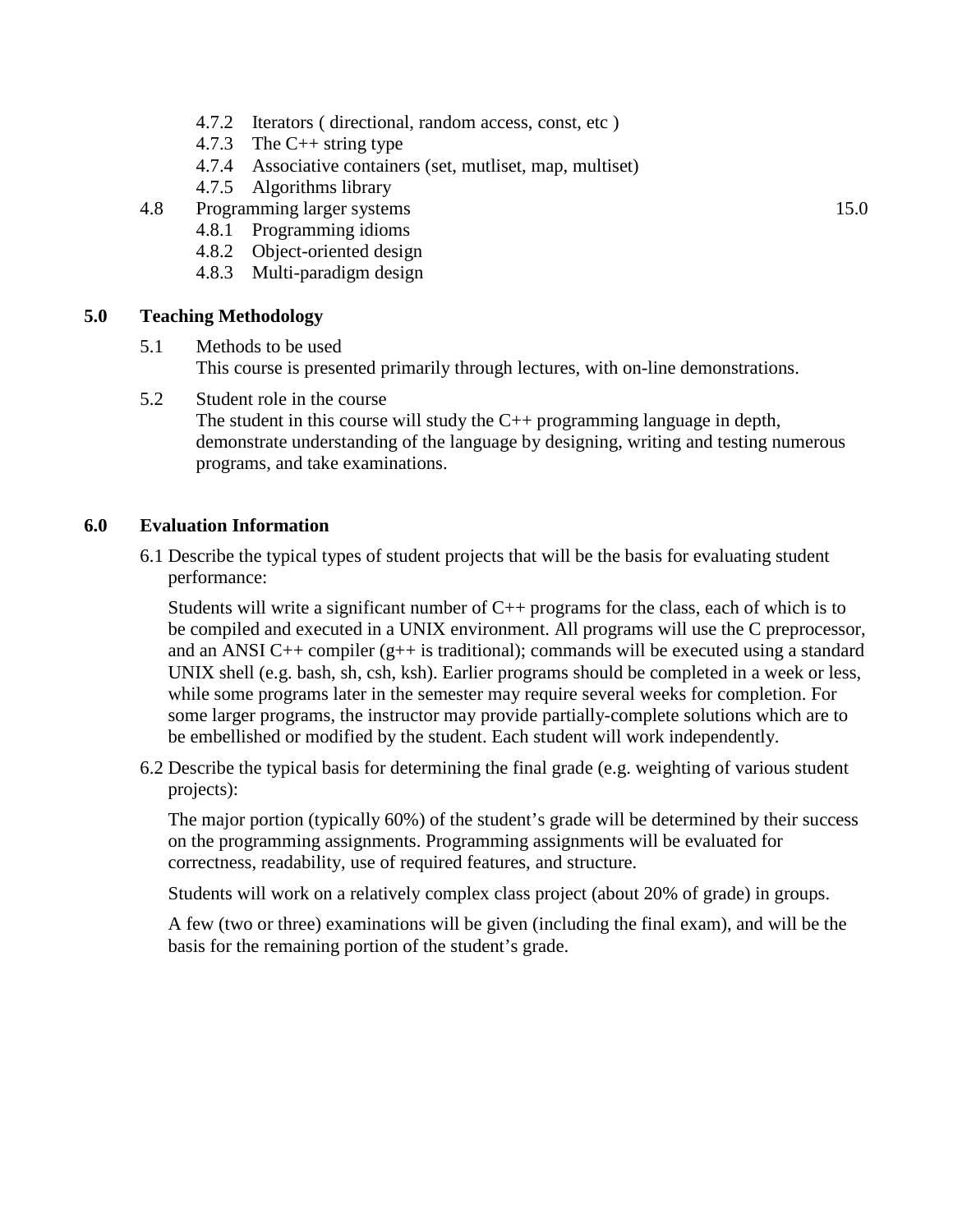- 4.7.2 Iterators ( directional, random access, const, etc )
- 4.7.3 The C++ string type
- 4.7.4 Associative containers (set, mutliset, map, multiset)
- 4.7.5 Algorithms library

4.8 Programming larger systems 15.0

- 4.8.1 Programming idioms
- 4.8.2 Object-oriented design
- 4.8.3 Multi-paradigm design

## 5.0 Teaching Methodology

5.1 Methods to be used

This course is presented primarily through lectures, with on-line demonstrations.

5.2 Student role in the course

The student in this course will study the C++ programming language in depth, demonstrate understanding of the language by designing, writing and testing numerous programs, and take examinations.

## 6.0 Evaluation Information

6.1 Describe the typical types of student projects that will be the basis for evaluating student performance:

Students will write a significant number of C++ programs for the class, each of which is to be compiled and executed in a UNIX environment. All programs will use the C preprocessor, and an ANSI C++ compiler (g++ is traditional); commands will be executed using a standard UNIX shell (e.g. bash, sh, csh, ksh). Earlier programs should be completed in a week or less, while some programs later in the semester may require several weeks for completion. For some larger programs, the instructor may provide partially-complete solutions which are to be embellished or modified by the student. Each student will work independently.

6.2 Describe the typical basis for determining the final grade (e.g. weighting of various student projects):

The major portion (typically 60%) of the student's grade will be determined by their success on the programming assignments. Programming assignments will be evaluated for correctness, readability, use of required features, and structure.

Students will work on a relatively complex class project (about 20% of grade) in groups.

A few (two or three) examinations will be given (including the final exam), and will be the basis for the remaining portion of the student's grade.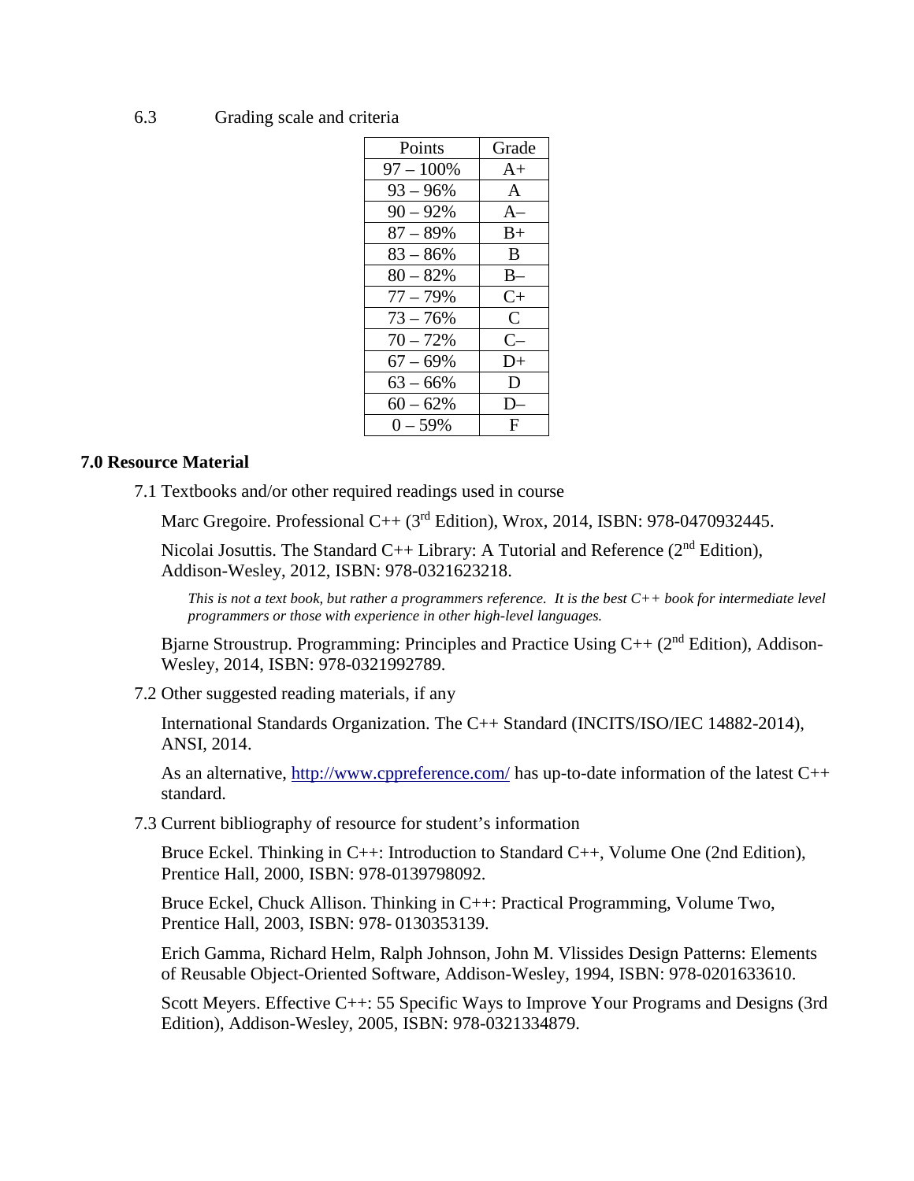6.3 Grading scale and criteria

| Points | Grade |
|---|---|
| 97 – 100% | A+ |
| 93 – 96% | A |
| 90 – 92% | A– |
| 87 – 89% | B+ |
| 83 – 86% | B |
| 80 – 82% | B– |
| 77 – 79% | C+ |
| 73 – 76% | C |
| 70 – 72% | C– |
| 67 – 69% | D+ |
| 63 – 66% | D |
| 60 – 62% | D– |
| 0 – 59% | F |

## 7.0 Resource Material

7.1 Textbooks and/or other required readings used in course

Marc Gregoire. Professional C++ (3rd Edition), Wrox, 2014, ISBN: 978-0470932445.

Nicolai Josuttis. The Standard C++ Library: A Tutorial and Reference (2nd Edition), Addison-Wesley, 2012, ISBN: 978-0321623218.

*This is not a text book, but rather a programmers reference. It is the best C++ book for intermediate level programmers or those with experience in other high-level languages.*

Bjarne Stroustrup. Programming: Principles and Practice Using C++ (2nd Edition), Addison-Wesley, 2014, ISBN: 978-0321992789.

7.2 Other suggested reading materials, if any

International Standards Organization. The C++ Standard (INCITS/ISO/IEC 14882-2014), ANSI, 2014.

As an alternative, [http://www.cppreference.com/](http://www.cppreference.com/) has up-to-date information of the latest C++ standard.

7.3 Current bibliography of resource for student's information

Bruce Eckel. Thinking in C++: Introduction to Standard C++, Volume One (2nd Edition), Prentice Hall, 2000, ISBN: 978-0139798092.

Bruce Eckel, Chuck Allison. Thinking in C++: Practical Programming, Volume Two, Prentice Hall, 2003, ISBN: 978- 0130353139.

Erich Gamma, Richard Helm, Ralph Johnson, John M. Vlissides Design Patterns: Elements of Reusable Object-Oriented Software, Addison-Wesley, 1994, ISBN: 978-0201633610.

Scott Meyers. Effective C++: 55 Specific Ways to Improve Your Programs and Designs (3rd Edition), Addison-Wesley, 2005, ISBN: 978-0321334879.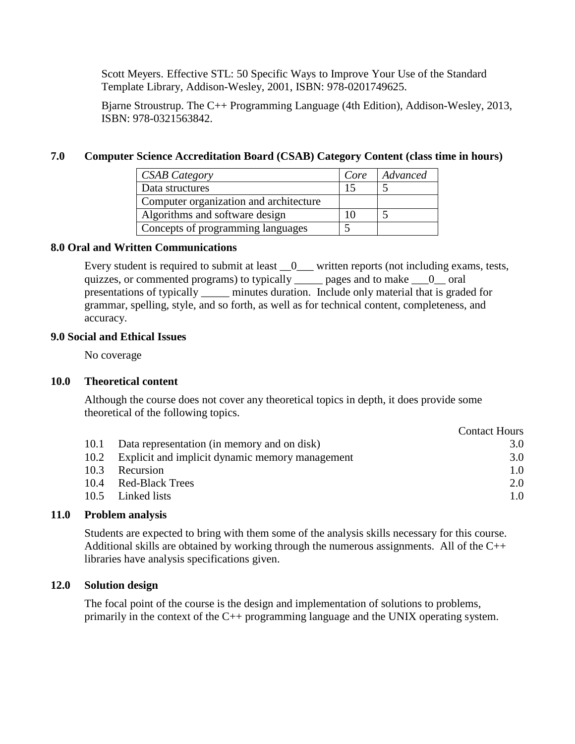Scott Meyers. Effective STL: 50 Specific Ways to Improve Your Use of the Standard Template Library, Addison-Wesley, 2001, ISBN: 978-0201749625.

Bjarne Stroustrup. The C++ Programming Language (4th Edition), Addison-Wesley, 2013, ISBN: 978-0321563842.

## 7.0 Computer Science Accreditation Board (CSAB) Category Content (class time in hours)

| *CSAB Category* | *Core* | *Advanced* |
|---|---|---|
| Data structures | 15 | 5 |
| Computer organization and architecture | | |
| Algorithms and software design | 10 | 5 |
| Concepts of programming languages | 5 | |

## 8.0 Oral and Written Communications

Every student is required to submit at least __0___ written reports (not including exams, tests, quizzes, or commented programs) to typically _____ pages and to make ___0__ oral presentations of typically _____ minutes duration. Include only material that is graded for grammar, spelling, style, and so forth, as well as for technical content, completeness, and accuracy.

## 9.0 Social and Ethical Issues

No coverage

## 10.0 Theoretical content

Although the course does not cover any theoretical topics in depth, it does provide some theoretical of the following topics.

| | | Contact Hours |
|---|---|---|
| 10.1 | Data representation (in memory and on disk) | 3.0 |
| 10.2 | Explicit and implicit dynamic memory management | 3.0 |
| 10.3 | Recursion | 1.0 |
| 10.4 | Red-Black Trees | 2.0 |
| 10.5 | Linked lists | 1.0 |

## 11.0 Problem analysis

Students are expected to bring with them some of the analysis skills necessary for this course. Additional skills are obtained by working through the numerous assignments. All of the C++ libraries have analysis specifications given.

## 12.0 Solution design

The focal point of the course is the design and implementation of solutions to problems, primarily in the context of the C++ programming language and the UNIX operating system.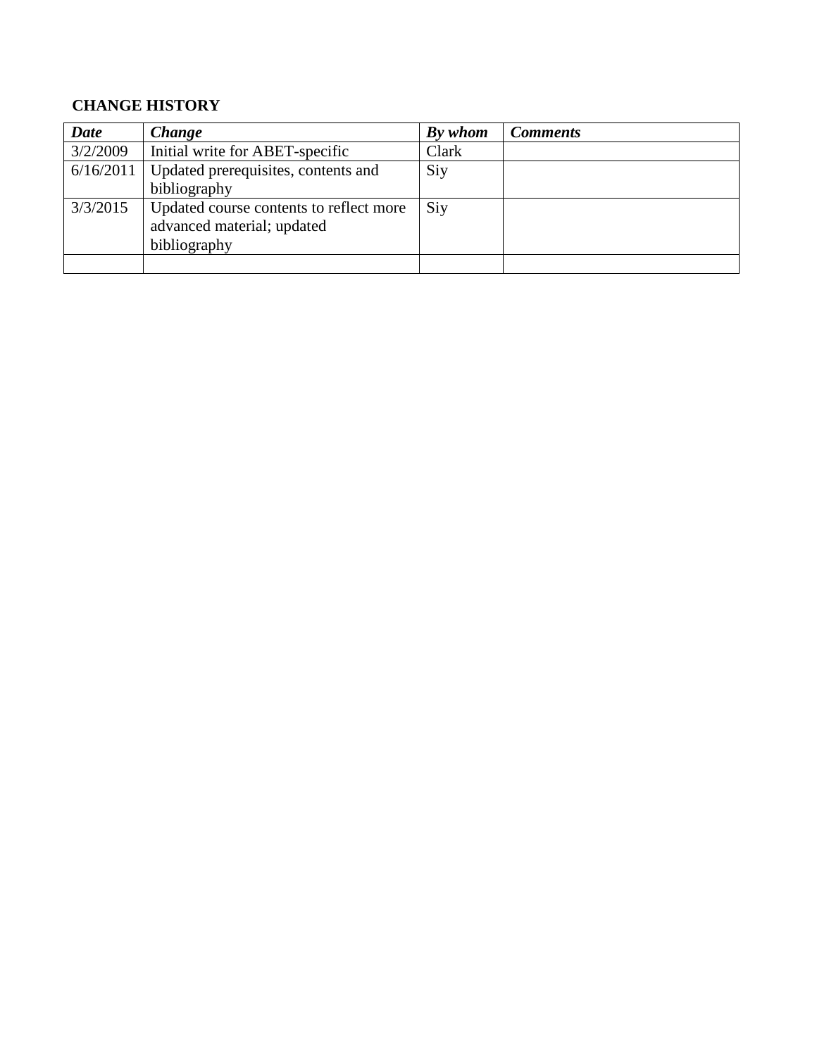**CHANGE HISTORY**

| ***Date*** | ***Change*** | ***By whom*** | ***Comments*** |
|---|---|---|---|
| 3/2/2009 | Initial write for ABET-specific | Clark | |
| 6/16/2011 | Updated prerequisites, contents and bibliography | Siy | |
| 3/3/2015 | Updated course contents to reflect more advanced material; updated bibliography | Siy | |
| | | | |